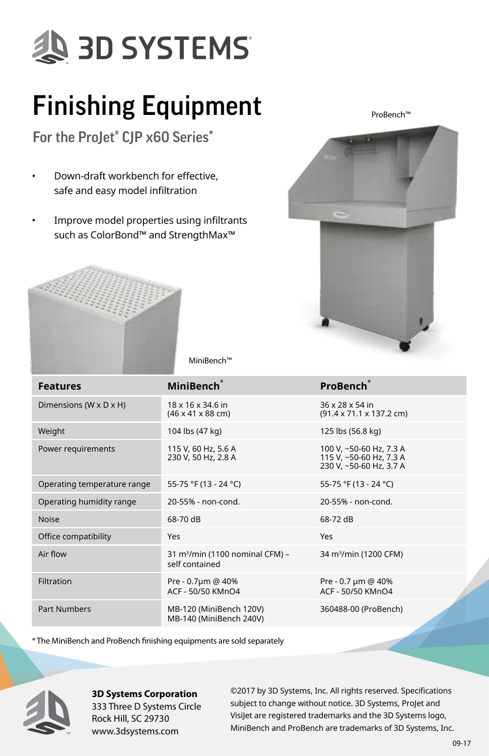3D SYSTEMS

# Finishing Equipment

## For the ProJet® CJP x60 Series*

- Down-draft workbench for effective, safe and easy model infiltration
- Improve model properties using infiltrants such as ColorBond™ and StrengthMax™

ProBench™

MiniBench™

| Features | MiniBench* | ProBench* |
|---|---|---|
| Dimensions (W x D x H) | 18 x 16 x 34.6 in (46 x 41 x 88 cm) | 36 x 28 x 54 in (91.4 x 71.1 x 137.2 cm) |
| Weight | 104 lbs (47 kg) | 125 lbs (56.8 kg) |
| Power requirements | 115 V, 60 Hz, 5.6 A<br>230 V, 50 Hz, 2.8 A | 100 V, ~50-60 Hz, 7.3 A<br>115 V, ~50-60 Hz, 7.3 A<br>230 V, ~50-60 Hz, 3.7 A |
| Operating temperature range | 55-75 °F (13 - 24 °C) | 55-75 °F (13 - 24 °C) |
| Operating humidity range | 20-55% - non-cond. | 20-55% - non-cond. |
| Noise | 68-70 dB | 68-72 dB |
| Office compatibility | Yes | Yes |
| Air flow | 31 $m^3$/min (1100 nominal CFM) – self contained | 34 $m^3$/min (1200 CFM) |
| Filtration | Pre - 0.7µm @ 40%<br>ACF - 50/50 KMnO4 | Pre - 0.7 µm @ 40%<br>ACF - 50/50 KMnO4 |
| Part Numbers | MB-120 (MiniBench 120V)<br>MB-140 (MiniBench 240V) | 360488-00 (ProBench) |

*The MiniBench and ProBench finishing equipments are sold separately

**3D Systems Corporation**
333 Three D Systems Circle
Rock Hill, SC 29730
www.3dsystems.com

©2017 by 3D Systems, Inc. All rights reserved. Specifications subject to change without notice. 3D Systems, ProJet and VisiJet are registered trademarks and the 3D Systems logo, MiniBench and ProBench are trademarks of 3D Systems, Inc.

09-17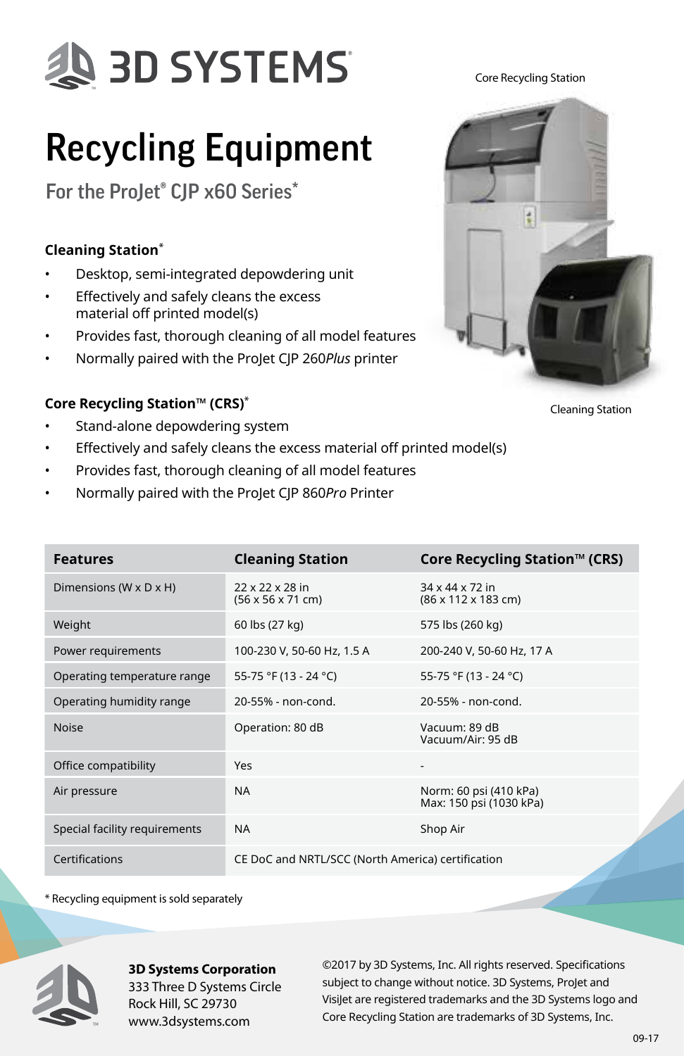# 3D SYSTEMS

# Recycling Equipment

## For the ProJet® CJP x60 Series*

Core Recycling Station

Cleaning Station

### Cleaning Station*

- Desktop, semi-integrated depowdering unit
- Effectively and safely cleans the excess material off printed model(s)
- Provides fast, thorough cleaning of all model features
- Normally paired with the ProJet CJP 260*Plus* printer

### Core Recycling Station™ (CRS)*

- Stand-alone depowdering system
- Effectively and safely cleans the excess material off printed model(s)
- Provides fast, thorough cleaning of all model features
- Normally paired with the ProJet CJP 860*Pro* Printer

| Features | Cleaning Station | Core Recycling Station™ (CRS) |
|---|---|---|
| Dimensions (W x D x H) | 22 x 22 x 28 in (56 x 56 x 71 cm) | 34 x 44 x 72 in (86 x 112 x 183 cm) |
| Weight | 60 lbs (27 kg) | 575 lbs (260 kg) |
| Power requirements | 100-230 V, 50-60 Hz, 1.5 A | 200-240 V, 50-60 Hz, 17 A |
| Operating temperature range | 55-75 °F (13 - 24 °C) | 55-75 °F (13 - 24 °C) |
| Operating humidity range | 20-55% - non-cond. | 20-55% - non-cond. |
| Noise | Operation: 80 dB | Vacuum: 89 dB<br>Vacuum/Air: 95 dB |
| Office compatibility | Yes | - |
| Air pressure | NA | Norm: 60 psi (410 kPa)<br>Max: 150 psi (1030 kPa) |
| Special facility requirements | NA | Shop Air |
| Certifications | CE DoC and NRTL/SCC (North America) certification | |

* Recycling equipment is sold separately

**3D Systems Corporation**
333 Three D Systems Circle
Rock Hill, SC 29730
www.3dsystems.com

©2017 by 3D Systems, Inc. All rights reserved. Specifications subject to change without notice. 3D Systems, ProJet and VisiJet are registered trademarks and the 3D Systems logo and Core Recycling Station are trademarks of 3D Systems, Inc.

09-17